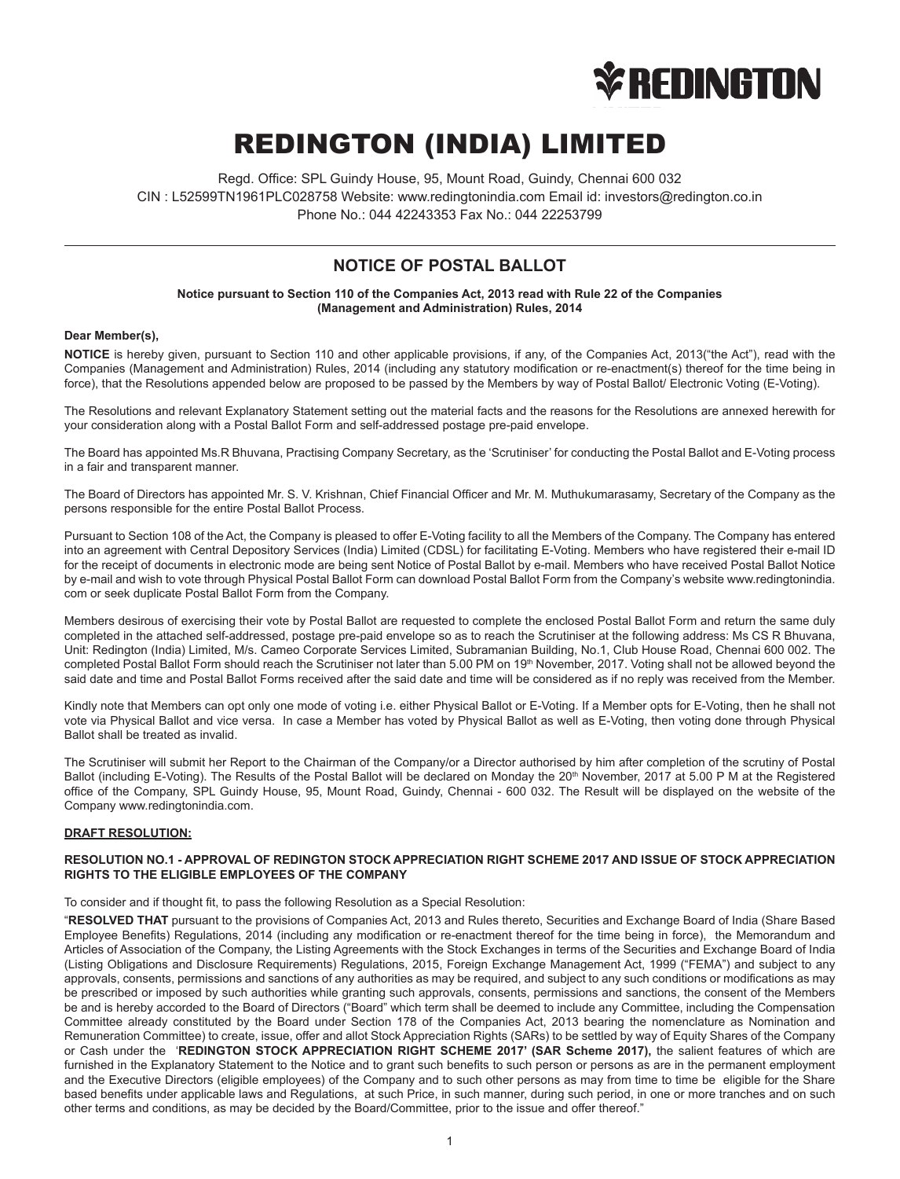REDINGTON

# REDINGTON (INDIA) LIMITED

Regd. Office: SPL Guindy House, 95, Mount Road, Guindy, Chennai 600 032
CIN : L52599TN1961PLC028758 Website: www.redingtonindia.com Email id: investors@redington.co.in
Phone No.: 044 42243353 Fax No.: 044 22253799

## NOTICE OF POSTAL BALLOT

**Notice pursuant to Section 110 of the Companies Act, 2013 read with Rule 22 of the Companies (Management and Administration) Rules, 2014**

**Dear Member(s),**

**NOTICE** is hereby given, pursuant to Section 110 and other applicable provisions, if any, of the Companies Act, 2013("the Act"), read with the Companies (Management and Administration) Rules, 2014 (including any statutory modification or re-enactment(s) thereof for the time being in force), that the Resolutions appended below are proposed to be passed by the Members by way of Postal Ballot/ Electronic Voting (E-Voting).

The Resolutions and relevant Explanatory Statement setting out the material facts and the reasons for the Resolutions are annexed herewith for your consideration along with a Postal Ballot Form and self-addressed postage pre-paid envelope.

The Board has appointed Ms.R Bhuvana, Practising Company Secretary, as the 'Scrutiniser' for conducting the Postal Ballot and E-Voting process in a fair and transparent manner.

The Board of Directors has appointed Mr. S. V. Krishnan, Chief Financial Officer and Mr. M. Muthukumarasamy, Secretary of the Company as the persons responsible for the entire Postal Ballot Process.

Pursuant to Section 108 of the Act, the Company is pleased to offer E-Voting facility to all the Members of the Company. The Company has entered into an agreement with Central Depository Services (India) Limited (CDSL) for facilitating E-Voting. Members who have registered their e-mail ID for the receipt of documents in electronic mode are being sent Notice of Postal Ballot by e-mail. Members who have received Postal Ballot Notice by e-mail and wish to vote through Physical Postal Ballot Form can download Postal Ballot Form from the Company's website www.redingtonindia.com or seek duplicate Postal Ballot Form from the Company.

Members desirous of exercising their vote by Postal Ballot are requested to complete the enclosed Postal Ballot Form and return the same duly completed in the attached self-addressed, postage pre-paid envelope so as to reach the Scrutiniser at the following address: Ms CS R Bhuvana, Unit: Redington (India) Limited, M/s. Cameo Corporate Services Limited, Subramanian Building, No.1, Club House Road, Chennai 600 002. The completed Postal Ballot Form should reach the Scrutiniser not later than 5.00 PM on 19th November, 2017. Voting shall not be allowed beyond the said date and time and Postal Ballot Forms received after the said date and time will be considered as if no reply was received from the Member.

Kindly note that Members can opt only one mode of voting i.e. either Physical Ballot or E-Voting. If a Member opts for E-Voting, then he shall not vote via Physical Ballot and vice versa. In case a Member has voted by Physical Ballot as well as E-Voting, then voting done through Physical Ballot shall be treated as invalid.

The Scrutiniser will submit her Report to the Chairman of the Company/or a Director authorised by him after completion of the scrutiny of Postal Ballot (including E-Voting). The Results of the Postal Ballot will be declared on Monday the 20th November, 2017 at 5.00 P M at the Registered office of the Company, SPL Guindy House, 95, Mount Road, Guindy, Chennai - 600 032. The Result will be displayed on the website of the Company www.redingtonindia.com.

**DRAFT RESOLUTION:**

**RESOLUTION NO.1 - APPROVAL OF REDINGTON STOCK APPRECIATION RIGHT SCHEME 2017 AND ISSUE OF STOCK APPRECIATION RIGHTS TO THE ELIGIBLE EMPLOYEES OF THE COMPANY**

To consider and if thought fit, to pass the following Resolution as a Special Resolution:

"**RESOLVED THAT** pursuant to the provisions of Companies Act, 2013 and Rules thereto, Securities and Exchange Board of India (Share Based Employee Benefits) Regulations, 2014 (including any modification or re-enactment thereof for the time being in force), the Memorandum and Articles of Association of the Company, the Listing Agreements with the Stock Exchanges in terms of the Securities and Exchange Board of India (Listing Obligations and Disclosure Requirements) Regulations, 2015, Foreign Exchange Management Act, 1999 ("FEMA") and subject to any approvals, consents, permissions and sanctions of any authorities as may be required, and subject to any such conditions or modifications as may be prescribed or imposed by such authorities while granting such approvals, consents, permissions and sanctions, the consent of the Members be and is hereby accorded to the Board of Directors ("Board" which term shall be deemed to include any Committee, including the Compensation Committee already constituted by the Board under Section 178 of the Companies Act, 2013 bearing the nomenclature as Nomination and Remuneration Committee) to create, issue, offer and allot Stock Appreciation Rights (SARs) to be settled by way of Equity Shares of the Company or Cash under the '**REDINGTON STOCK APPRECIATION RIGHT SCHEME 2017' (SAR Scheme 2017),** the salient features of which are furnished in the Explanatory Statement to the Notice and to grant such benefits to such person or persons as are in the permanent employment and the Executive Directors (eligible employees) of the Company and to such other persons as may from time to time be eligible for the Share based benefits under applicable laws and Regulations, at such Price, in such manner, during such period, in one or more tranches and on such other terms and conditions, as may be decided by the Board/Committee, prior to the issue and offer thereof."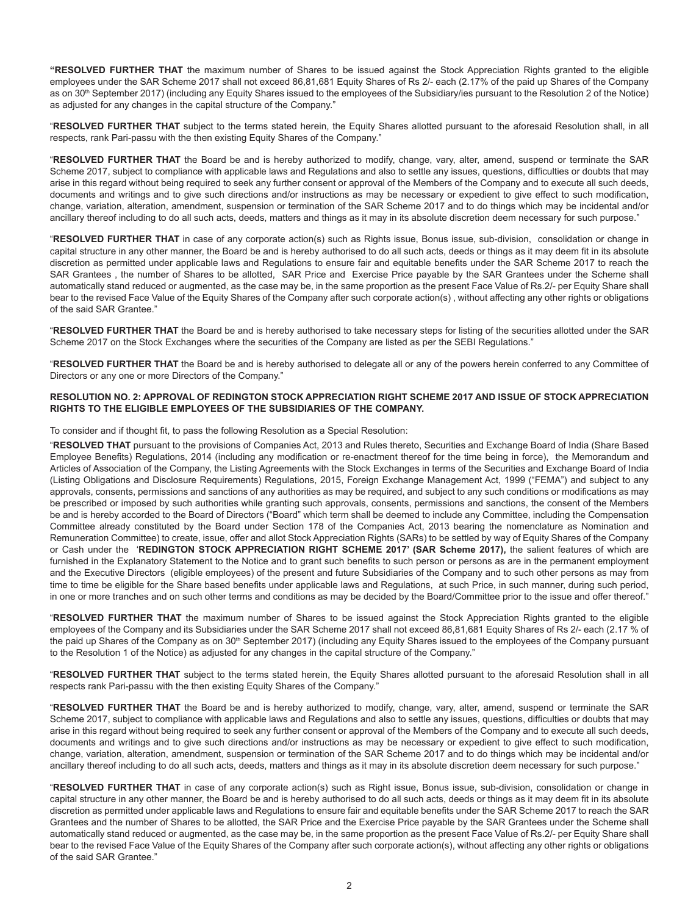"**RESOLVED FURTHER THAT** the maximum number of Shares to be issued against the Stock Appreciation Rights granted to the eligible employees under the SAR Scheme 2017 shall not exceed 86,81,681 Equity Shares of Rs 2/- each (2.17% of the paid up Shares of the Company as on 30th September 2017) (including any Equity Shares issued to the employees of the Subsidiary/ies pursuant to the Resolution 2 of the Notice) as adjusted for any changes in the capital structure of the Company."

"**RESOLVED FURTHER THAT** subject to the terms stated herein, the Equity Shares allotted pursuant to the aforesaid Resolution shall, in all respects, rank Pari-passu with the then existing Equity Shares of the Company."

"**RESOLVED FURTHER THAT** the Board be and is hereby authorized to modify, change, vary, alter, amend, suspend or terminate the SAR Scheme 2017, subject to compliance with applicable laws and Regulations and also to settle any issues, questions, difficulties or doubts that may arise in this regard without being required to seek any further consent or approval of the Members of the Company and to execute all such deeds, documents and writings and to give such directions and/or instructions as may be necessary or expedient to give effect to such modification, change, variation, alteration, amendment, suspension or termination of the SAR Scheme 2017 and to do things which may be incidental and/or ancillary thereof including to do all such acts, deeds, matters and things as it may in its absolute discretion deem necessary for such purpose."

"**RESOLVED FURTHER THAT** in case of any corporate action(s) such as Rights issue, Bonus issue, sub-division, consolidation or change in capital structure in any other manner, the Board be and is hereby authorised to do all such acts, deeds or things as it may deem fit in its absolute discretion as permitted under applicable laws and Regulations to ensure fair and equitable benefits under the SAR Scheme 2017 to reach the SAR Grantees , the number of Shares to be allotted, SAR Price and Exercise Price payable by the SAR Grantees under the Scheme shall automatically stand reduced or augmented, as the case may be, in the same proportion as the present Face Value of Rs.2/- per Equity Share shall bear to the revised Face Value of the Equity Shares of the Company after such corporate action(s) , without affecting any other rights or obligations of the said SAR Grantee."

"**RESOLVED FURTHER THAT** the Board be and is hereby authorised to take necessary steps for listing of the securities allotted under the SAR Scheme 2017 on the Stock Exchanges where the securities of the Company are listed as per the SEBI Regulations."

"**RESOLVED FURTHER THAT** the Board be and is hereby authorised to delegate all or any of the powers herein conferred to any Committee of Directors or any one or more Directors of the Company."

**RESOLUTION NO. 2: APPROVAL OF REDINGTON STOCK APPRECIATION RIGHT SCHEME 2017 AND ISSUE OF STOCK APPRECIATION RIGHTS TO THE ELIGIBLE EMPLOYEES OF THE SUBSIDIARIES OF THE COMPANY.**

To consider and if thought fit, to pass the following Resolution as a Special Resolution:

"**RESOLVED THAT** pursuant to the provisions of Companies Act, 2013 and Rules thereto, Securities and Exchange Board of India (Share Based Employee Benefits) Regulations, 2014 (including any modification or re-enactment thereof for the time being in force), the Memorandum and Articles of Association of the Company, the Listing Agreements with the Stock Exchanges in terms of the Securities and Exchange Board of India (Listing Obligations and Disclosure Requirements) Regulations, 2015, Foreign Exchange Management Act, 1999 ("FEMA") and subject to any approvals, consents, permissions and sanctions of any authorities as may be required, and subject to any such conditions or modifications as may be prescribed or imposed by such authorities while granting such approvals, consents, permissions and sanctions, the consent of the Members be and is hereby accorded to the Board of Directors ("Board" which term shall be deemed to include any Committee, including the Compensation Committee already constituted by the Board under Section 178 of the Companies Act, 2013 bearing the nomenclature as Nomination and Remuneration Committee) to create, issue, offer and allot Stock Appreciation Rights (SARs) to be settled by way of Equity Shares of the Company or Cash under the '**REDINGTON STOCK APPRECIATION RIGHT SCHEME 2017' (SAR Scheme 2017),** the salient features of which are furnished in the Explanatory Statement to the Notice and to grant such benefits to such person or persons as are in the permanent employment and the Executive Directors (eligible employees) of the present and future Subsidiaries of the Company and to such other persons as may from time to time be eligible for the Share based benefits under applicable laws and Regulations, at such Price, in such manner, during such period, in one or more tranches and on such other terms and conditions as may be decided by the Board/Committee prior to the issue and offer thereof."

"**RESOLVED FURTHER THAT** the maximum number of Shares to be issued against the Stock Appreciation Rights granted to the eligible employees of the Company and its Subsidiaries under the SAR Scheme 2017 shall not exceed 86,81,681 Equity Shares of Rs 2/- each (2.17 % of the paid up Shares of the Company as on 30th September 2017) (including any Equity Shares issued to the employees of the Company pursuant to the Resolution 1 of the Notice) as adjusted for any changes in the capital structure of the Company."

"**RESOLVED FURTHER THAT** subject to the terms stated herein, the Equity Shares allotted pursuant to the aforesaid Resolution shall in all respects rank Pari-passu with the then existing Equity Shares of the Company."

"**RESOLVED FURTHER THAT** the Board be and is hereby authorized to modify, change, vary, alter, amend, suspend or terminate the SAR Scheme 2017, subject to compliance with applicable laws and Regulations and also to settle any issues, questions, difficulties or doubts that may arise in this regard without being required to seek any further consent or approval of the Members of the Company and to execute all such deeds, documents and writings and to give such directions and/or instructions as may be necessary or expedient to give effect to such modification, change, variation, alteration, amendment, suspension or termination of the SAR Scheme 2017 and to do things which may be incidental and/or ancillary thereof including to do all such acts, deeds, matters and things as it may in its absolute discretion deem necessary for such purpose."

"**RESOLVED FURTHER THAT** in case of any corporate action(s) such as Right issue, Bonus issue, sub-division, consolidation or change in capital structure in any other manner, the Board be and is hereby authorised to do all such acts, deeds or things as it may deem fit in its absolute discretion as permitted under applicable laws and Regulations to ensure fair and equitable benefits under the SAR Scheme 2017 to reach the SAR Grantees and the number of Shares to be allotted, the SAR Price and the Exercise Price payable by the SAR Grantees under the Scheme shall automatically stand reduced or augmented, as the case may be, in the same proportion as the present Face Value of Rs.2/- per Equity Share shall bear to the revised Face Value of the Equity Shares of the Company after such corporate action(s), without affecting any other rights or obligations of the said SAR Grantee."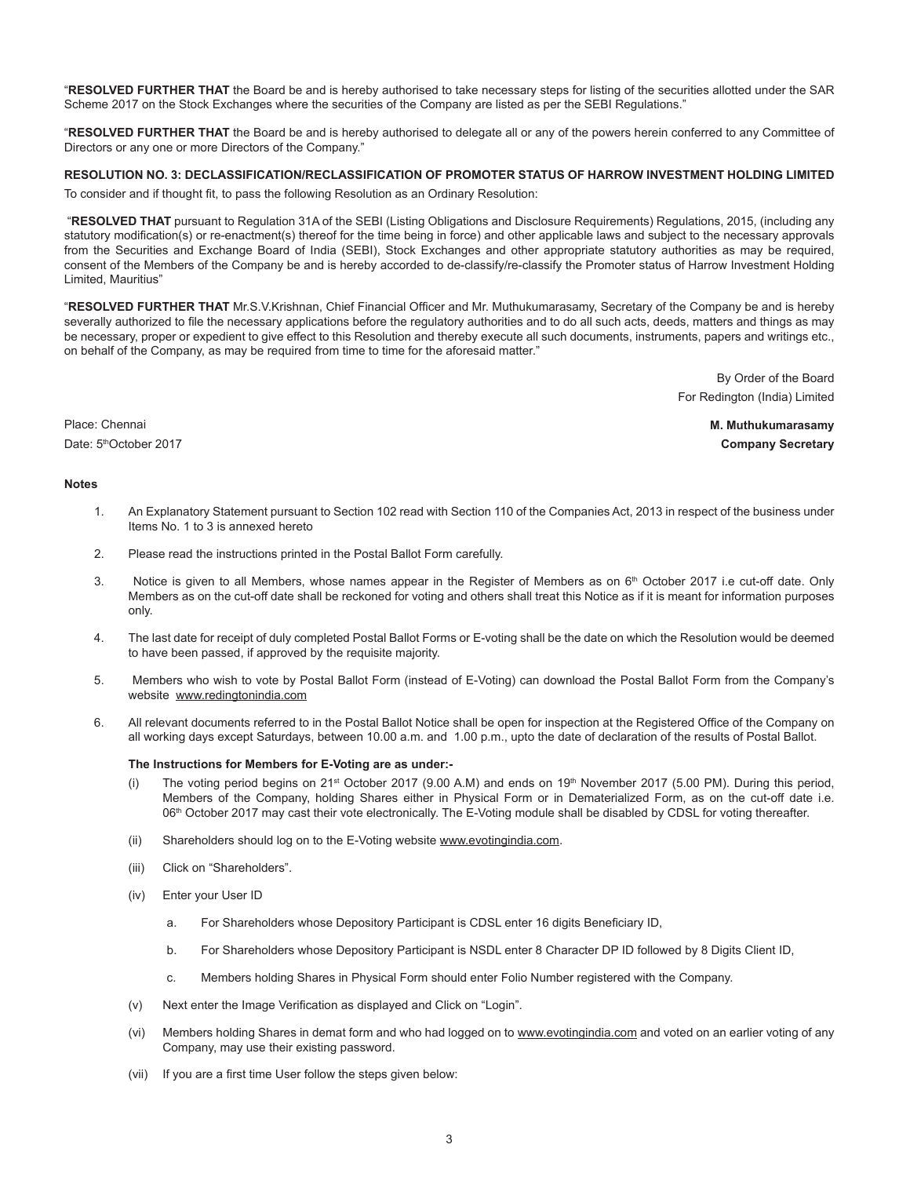"**RESOLVED FURTHER THAT** the Board be and is hereby authorised to take necessary steps for listing of the securities allotted under the SAR Scheme 2017 on the Stock Exchanges where the securities of the Company are listed as per the SEBI Regulations."

"**RESOLVED FURTHER THAT** the Board be and is hereby authorised to delegate all or any of the powers herein conferred to any Committee of Directors or any one or more Directors of the Company."

**RESOLUTION NO. 3: DECLASSIFICATION/RECLASSIFICATION OF PROMOTER STATUS OF HARROW INVESTMENT HOLDING LIMITED**

To consider and if thought fit, to pass the following Resolution as an Ordinary Resolution:

"**RESOLVED THAT** pursuant to Regulation 31A of the SEBI (Listing Obligations and Disclosure Requirements) Regulations, 2015, (including any statutory modification(s) or re-enactment(s) thereof for the time being in force) and other applicable laws and subject to the necessary approvals from the Securities and Exchange Board of India (SEBI), Stock Exchanges and other appropriate statutory authorities as may be required, consent of the Members of the Company be and is hereby accorded to de-classify/re-classify the Promoter status of Harrow Investment Holding Limited, Mauritius"

"**RESOLVED FURTHER THAT** Mr.S.V.Krishnan, Chief Financial Officer and Mr. Muthukumarasamy, Secretary of the Company be and is hereby severally authorized to file the necessary applications before the regulatory authorities and to do all such acts, deeds, matters and things as may be necessary, proper or expedient to give effect to this Resolution and thereby execute all such documents, instruments, papers and writings etc., on behalf of the Company, as may be required from time to time for the aforesaid matter."

By Order of the Board
For Redington (India) Limited

Place: Chennai
Date: 5th October 2017

**M. Muthukumarasamy**
**Company Secretary**

**Notes**

1. An Explanatory Statement pursuant to Section 102 read with Section 110 of the Companies Act, 2013 in respect of the business under Items No. 1 to 3 is annexed hereto

2. Please read the instructions printed in the Postal Ballot Form carefully.

3. Notice is given to all Members, whose names appear in the Register of Members as on 6th October 2017 i.e cut-off date. Only Members as on the cut-off date shall be reckoned for voting and others shall treat this Notice as if it is meant for information purposes only.

4. The last date for receipt of duly completed Postal Ballot Forms or E-voting shall be the date on which the Resolution would be deemed to have been passed, if approved by the requisite majority.

5. Members who wish to vote by Postal Ballot Form (instead of E-Voting) can download the Postal Ballot Form from the Company's website www.redingtonindia.com

6. All relevant documents referred to in the Postal Ballot Notice shall be open for inspection at the Registered Office of the Company on all working days except Saturdays, between 10.00 a.m. and 1.00 p.m., upto the date of declaration of the results of Postal Ballot.

   **The Instructions for Members for E-Voting are as under:-**

   (i) The voting period begins on 21st October 2017 (9.00 A.M) and ends on 19th November 2017 (5.00 PM). During this period, Members of the Company, holding Shares either in Physical Form or in Dematerialized Form, as on the cut-off date i.e. 06th October 2017 may cast their vote electronically. The E-Voting module shall be disabled by CDSL for voting thereafter.

   (ii) Shareholders should log on to the E-Voting website www.evotingindia.com.

   (iii) Click on "Shareholders".

   (iv) Enter your User ID

   a. For Shareholders whose Depository Participant is CDSL enter 16 digits Beneficiary ID,

   b. For Shareholders whose Depository Participant is NSDL enter 8 Character DP ID followed by 8 Digits Client ID,

   c. Members holding Shares in Physical Form should enter Folio Number registered with the Company.

   (v) Next enter the Image Verification as displayed and Click on "Login".

   (vi) Members holding Shares in demat form and who had logged on to www.evotingindia.com and voted on an earlier voting of any Company, may use their existing password.

   (vii) If you are a first time User follow the steps given below: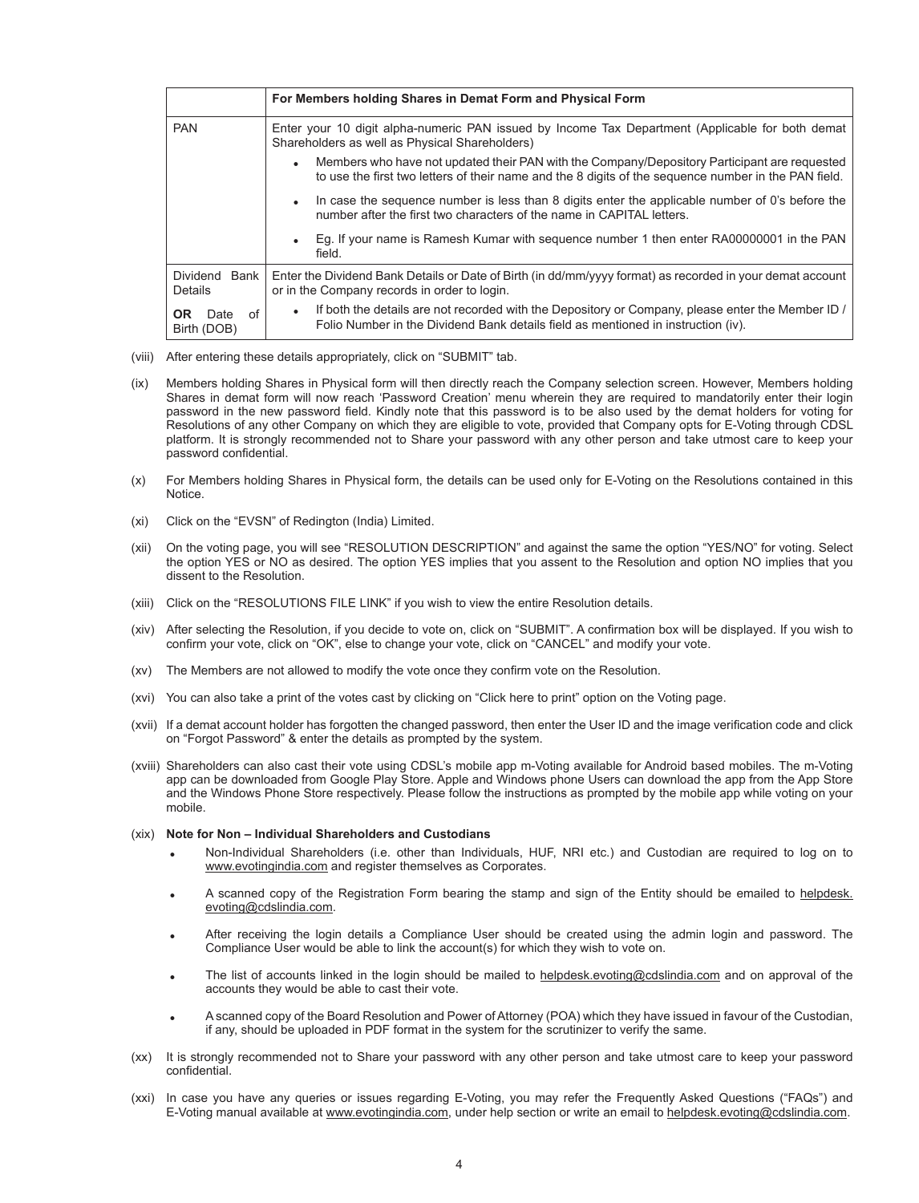| | For Members holding Shares in Demat Form and Physical Form |
|---|---|
| PAN | Enter your 10 digit alpha-numeric PAN issued by Income Tax Department (Applicable for both demat Shareholders as well as Physical Shareholders)<br>• Members who have not updated their PAN with the Company/Depository Participant are requested to use the first two letters of their name and the 8 digits of the sequence number in the PAN field.<br>• In case the sequence number is less than 8 digits enter the applicable number of 0's before the number after the first two characters of the name in CAPITAL letters.<br>• Eg. If your name is Ramesh Kumar with sequence number 1 then enter RA00000001 in the PAN field. |
| Dividend Bank Details<br>**OR** Date of Birth (DOB) | Enter the Dividend Bank Details or Date of Birth (in dd/mm/yyyy format) as recorded in your demat account or in the Company records in order to login.<br>• If both the details are not recorded with the Depository or Company, please enter the Member ID / Folio Number in the Dividend Bank details field as mentioned in instruction (iv). |

(viii) After entering these details appropriately, click on "SUBMIT" tab.

(ix) Members holding Shares in Physical form will then directly reach the Company selection screen. However, Members holding Shares in demat form will now reach 'Password Creation' menu wherein they are required to mandatorily enter their login password in the new password field. Kindly note that this password is to be also used by the demat holders for voting for Resolutions of any other Company on which they are eligible to vote, provided that Company opts for E-Voting through CDSL platform. It is strongly recommended not to Share your password with any other person and take utmost care to keep your password confidential.

(x) For Members holding Shares in Physical form, the details can be used only for E-Voting on the Resolutions contained in this Notice.

(xi) Click on the "EVSN" of Redington (India) Limited.

(xii) On the voting page, you will see "RESOLUTION DESCRIPTION" and against the same the option "YES/NO" for voting. Select the option YES or NO as desired. The option YES implies that you assent to the Resolution and option NO implies that you dissent to the Resolution.

(xiii) Click on the "RESOLUTIONS FILE LINK" if you wish to view the entire Resolution details.

(xiv) After selecting the Resolution, if you decide to vote on, click on "SUBMIT". A confirmation box will be displayed. If you wish to confirm your vote, click on "OK", else to change your vote, click on "CANCEL" and modify your vote.

(xv) The Members are not allowed to modify the vote once they confirm vote on the Resolution.

(xvi) You can also take a print of the votes cast by clicking on "Click here to print" option on the Voting page.

(xvii) If a demat account holder has forgotten the changed password, then enter the User ID and the image verification code and click on "Forgot Password" & enter the details as prompted by the system.

(xviii) Shareholders can also cast their vote using CDSL's mobile app m-Voting available for Android based mobiles. The m-Voting app can be downloaded from Google Play Store. Apple and Windows phone Users can download the app from the App Store and the Windows Phone Store respectively. Please follow the instructions as prompted by the mobile app while voting on your mobile.

(xix) **Note for Non – Individual Shareholders and Custodians**

- Non-Individual Shareholders (i.e. other than Individuals, HUF, NRI etc.) and Custodian are required to log on to www.evotingindia.com and register themselves as Corporates.
- A scanned copy of the Registration Form bearing the stamp and sign of the Entity should be emailed to helpdesk.evoting@cdslindia.com.
- After receiving the login details a Compliance User should be created using the admin login and password. The Compliance User would be able to link the account(s) for which they wish to vote on.
- The list of accounts linked in the login should be mailed to helpdesk.evoting@cdslindia.com and on approval of the accounts they would be able to cast their vote.
- A scanned copy of the Board Resolution and Power of Attorney (POA) which they have issued in favour of the Custodian, if any, should be uploaded in PDF format in the system for the scrutinizer to verify the same.

(xx) It is strongly recommended not to Share your password with any other person and take utmost care to keep your password confidential.

(xxi) In case you have any queries or issues regarding E-Voting, you may refer the Frequently Asked Questions ("FAQs") and E-Voting manual available at www.evotingindia.com, under help section or write an email to helpdesk.evoting@cdslindia.com.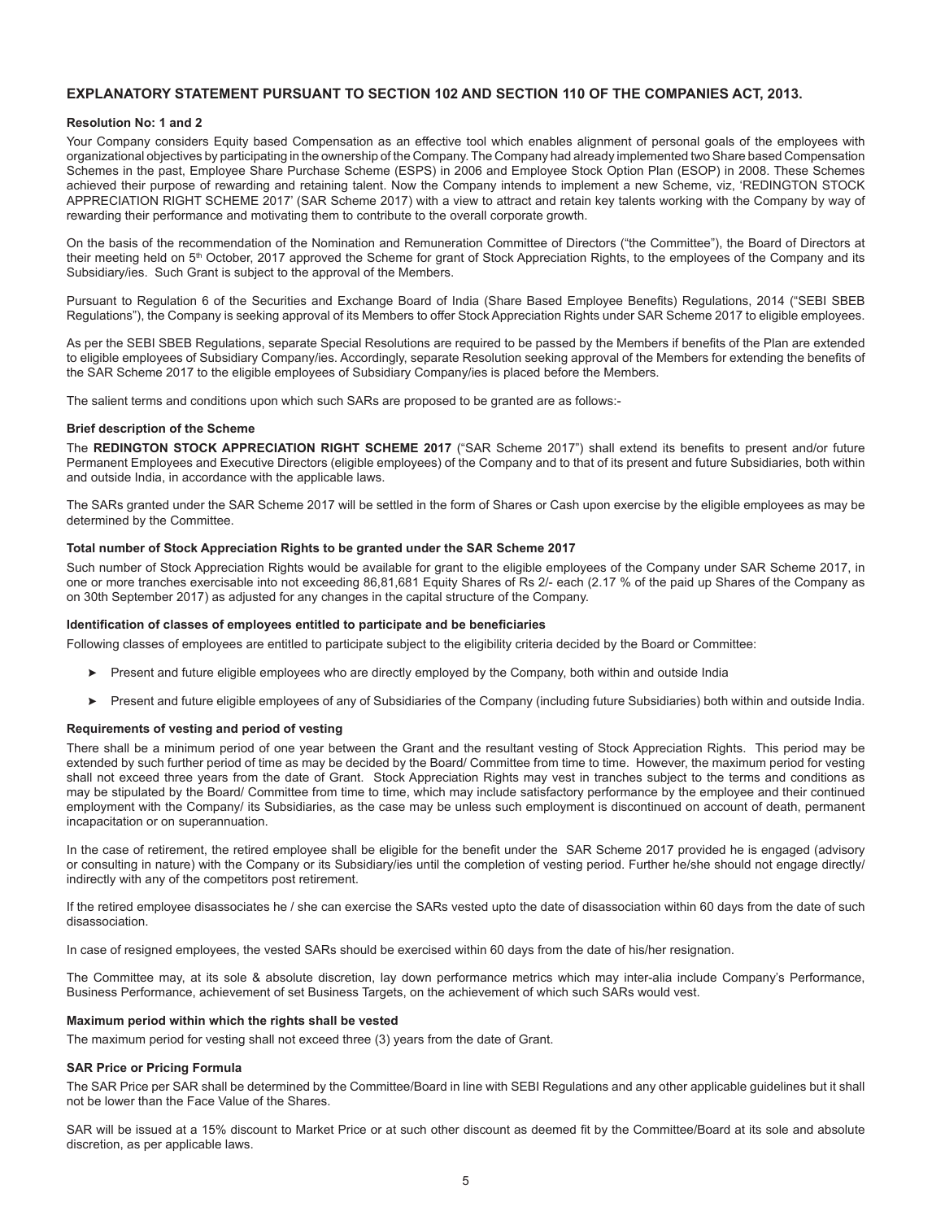## EXPLANATORY STATEMENT PURSUANT TO SECTION 102 AND SECTION 110 OF THE COMPANIES ACT, 2013.

**Resolution No: 1 and 2**

Your Company considers Equity based Compensation as an effective tool which enables alignment of personal goals of the employees with organizational objectives by participating in the ownership of the Company. The Company had already implemented two Share based Compensation Schemes in the past, Employee Share Purchase Scheme (ESPS) in 2006 and Employee Stock Option Plan (ESOP) in 2008. These Schemes achieved their purpose of rewarding and retaining talent. Now the Company intends to implement a new Scheme, viz, 'REDINGTON STOCK APPRECIATION RIGHT SCHEME 2017' (SAR Scheme 2017) with a view to attract and retain key talents working with the Company by way of rewarding their performance and motivating them to contribute to the overall corporate growth.

On the basis of the recommendation of the Nomination and Remuneration Committee of Directors ("the Committee"), the Board of Directors at their meeting held on 5th October, 2017 approved the Scheme for grant of Stock Appreciation Rights, to the employees of the Company and its Subsidiary/ies. Such Grant is subject to the approval of the Members.

Pursuant to Regulation 6 of the Securities and Exchange Board of India (Share Based Employee Benefits) Regulations, 2014 ("SEBI SBEB Regulations"), the Company is seeking approval of its Members to offer Stock Appreciation Rights under SAR Scheme 2017 to eligible employees.

As per the SEBI SBEB Regulations, separate Special Resolutions are required to be passed by the Members if benefits of the Plan are extended to eligible employees of Subsidiary Company/ies. Accordingly, separate Resolution seeking approval of the Members for extending the benefits of the SAR Scheme 2017 to the eligible employees of Subsidiary Company/ies is placed before the Members.

The salient terms and conditions upon which such SARs are proposed to be granted are as follows:-

**Brief description of the Scheme**

The **REDINGTON STOCK APPRECIATION RIGHT SCHEME 2017** ("SAR Scheme 2017") shall extend its benefits to present and/or future Permanent Employees and Executive Directors (eligible employees) of the Company and to that of its present and future Subsidiaries, both within and outside India, in accordance with the applicable laws.

The SARs granted under the SAR Scheme 2017 will be settled in the form of Shares or Cash upon exercise by the eligible employees as may be determined by the Committee.

**Total number of Stock Appreciation Rights to be granted under the SAR Scheme 2017**

Such number of Stock Appreciation Rights would be available for grant to the eligible employees of the Company under SAR Scheme 2017, in one or more tranches exercisable into not exceeding 86,81,681 Equity Shares of Rs 2/- each (2.17 % of the paid up Shares of the Company as on 30th September 2017) as adjusted for any changes in the capital structure of the Company.

**Identification of classes of employees entitled to participate and be beneficiaries**

Following classes of employees are entitled to participate subject to the eligibility criteria decided by the Board or Committee:

- Present and future eligible employees who are directly employed by the Company, both within and outside India
- Present and future eligible employees of any of Subsidiaries of the Company (including future Subsidiaries) both within and outside India.

**Requirements of vesting and period of vesting**

There shall be a minimum period of one year between the Grant and the resultant vesting of Stock Appreciation Rights. This period may be extended by such further period of time as may be decided by the Board/ Committee from time to time. However, the maximum period for vesting shall not exceed three years from the date of Grant. Stock Appreciation Rights may vest in tranches subject to the terms and conditions as may be stipulated by the Board/ Committee from time to time, which may include satisfactory performance by the employee and their continued employment with the Company/ its Subsidiaries, as the case may be unless such employment is discontinued on account of death, permanent incapacitation or on superannuation.

In the case of retirement, the retired employee shall be eligible for the benefit under the SAR Scheme 2017 provided he is engaged (advisory or consulting in nature) with the Company or its Subsidiary/ies until the completion of vesting period. Further he/she should not engage directly/ indirectly with any of the competitors post retirement.

If the retired employee disassociates he / she can exercise the SARs vested upto the date of disassociation within 60 days from the date of such disassociation.

In case of resigned employees, the vested SARs should be exercised within 60 days from the date of his/her resignation.

The Committee may, at its sole & absolute discretion, lay down performance metrics which may inter-alia include Company's Performance, Business Performance, achievement of set Business Targets, on the achievement of which such SARs would vest.

**Maximum period within which the rights shall be vested**

The maximum period for vesting shall not exceed three (3) years from the date of Grant.

**SAR Price or Pricing Formula**

The SAR Price per SAR shall be determined by the Committee/Board in line with SEBI Regulations and any other applicable guidelines but it shall not be lower than the Face Value of the Shares.

SAR will be issued at a 15% discount to Market Price or at such other discount as deemed fit by the Committee/Board at its sole and absolute discretion, as per applicable laws.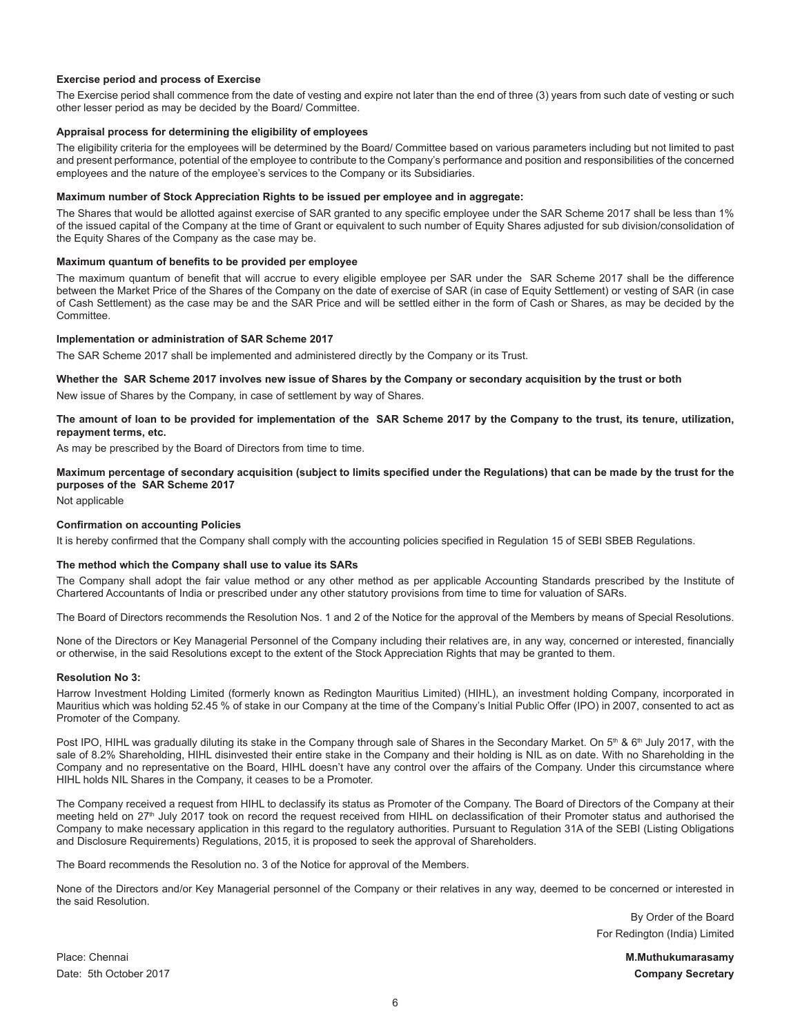**Exercise period and process of Exercise**

The Exercise period shall commence from the date of vesting and expire not later than the end of three (3) years from such date of vesting or such other lesser period as may be decided by the Board/ Committee.

**Appraisal process for determining the eligibility of employees**

The eligibility criteria for the employees will be determined by the Board/ Committee based on various parameters including but not limited to past and present performance, potential of the employee to contribute to the Company's performance and position and responsibilities of the concerned employees and the nature of the employee's services to the Company or its Subsidiaries.

**Maximum number of Stock Appreciation Rights to be issued per employee and in aggregate:**

The Shares that would be allotted against exercise of SAR granted to any specific employee under the SAR Scheme 2017 shall be less than 1% of the issued capital of the Company at the time of Grant or equivalent to such number of Equity Shares adjusted for sub division/consolidation of the Equity Shares of the Company as the case may be.

**Maximum quantum of benefits to be provided per employee**

The maximum quantum of benefit that will accrue to every eligible employee per SAR under the SAR Scheme 2017 shall be the difference between the Market Price of the Shares of the Company on the date of exercise of SAR (in case of Equity Settlement) or vesting of SAR (in case of Cash Settlement) as the case may be and the SAR Price and will be settled either in the form of Cash or Shares, as may be decided by the Committee.

**Implementation or administration of SAR Scheme 2017**

The SAR Scheme 2017 shall be implemented and administered directly by the Company or its Trust.

**Whether the SAR Scheme 2017 involves new issue of Shares by the Company or secondary acquisition by the trust or both**

New issue of Shares by the Company, in case of settlement by way of Shares.

**The amount of loan to be provided for implementation of the SAR Scheme 2017 by the Company to the trust, its tenure, utilization, repayment terms, etc.**

As may be prescribed by the Board of Directors from time to time.

**Maximum percentage of secondary acquisition (subject to limits specified under the Regulations) that can be made by the trust for the purposes of the SAR Scheme 2017**

Not applicable

**Confirmation on accounting Policies**

It is hereby confirmed that the Company shall comply with the accounting policies specified in Regulation 15 of SEBI SBEB Regulations.

**The method which the Company shall use to value its SARs**

The Company shall adopt the fair value method or any other method as per applicable Accounting Standards prescribed by the Institute of Chartered Accountants of India or prescribed under any other statutory provisions from time to time for valuation of SARs.

The Board of Directors recommends the Resolution Nos. 1 and 2 of the Notice for the approval of the Members by means of Special Resolutions.

None of the Directors or Key Managerial Personnel of the Company including their relatives are, in any way, concerned or interested, financially or otherwise, in the said Resolutions except to the extent of the Stock Appreciation Rights that may be granted to them.

**Resolution No 3:**

Harrow Investment Holding Limited (formerly known as Redington Mauritius Limited) (HIHL), an investment holding Company, incorporated in Mauritius which was holding 52.45 % of stake in our Company at the time of the Company's Initial Public Offer (IPO) in 2007, consented to act as Promoter of the Company.

Post IPO, HIHL was gradually diluting its stake in the Company through sale of Shares in the Secondary Market. On 5th & 6th July 2017, with the sale of 8.2% Shareholding, HIHL disinvested their entire stake in the Company and their holding is NIL as on date. With no Shareholding in the Company and no representative on the Board, HIHL doesn't have any control over the affairs of the Company. Under this circumstance where HIHL holds NIL Shares in the Company, it ceases to be a Promoter.

The Company received a request from HIHL to declassify its status as Promoter of the Company. The Board of Directors of the Company at their meeting held on 27th July 2017 took on record the request received from HIHL on declassification of their Promoter status and authorised the Company to make necessary application in this regard to the regulatory authorities. Pursuant to Regulation 31A of the SEBI (Listing Obligations and Disclosure Requirements) Regulations, 2015, it is proposed to seek the approval of Shareholders.

The Board recommends the Resolution no. 3 of the Notice for approval of the Members.

None of the Directors and/or Key Managerial personnel of the Company or their relatives in any way, deemed to be concerned or interested in the said Resolution.

By Order of the Board
For Redington (India) Limited

Place: Chennai
Date: 5th October 2017

**M.Muthukumarasamy**
**Company Secretary**